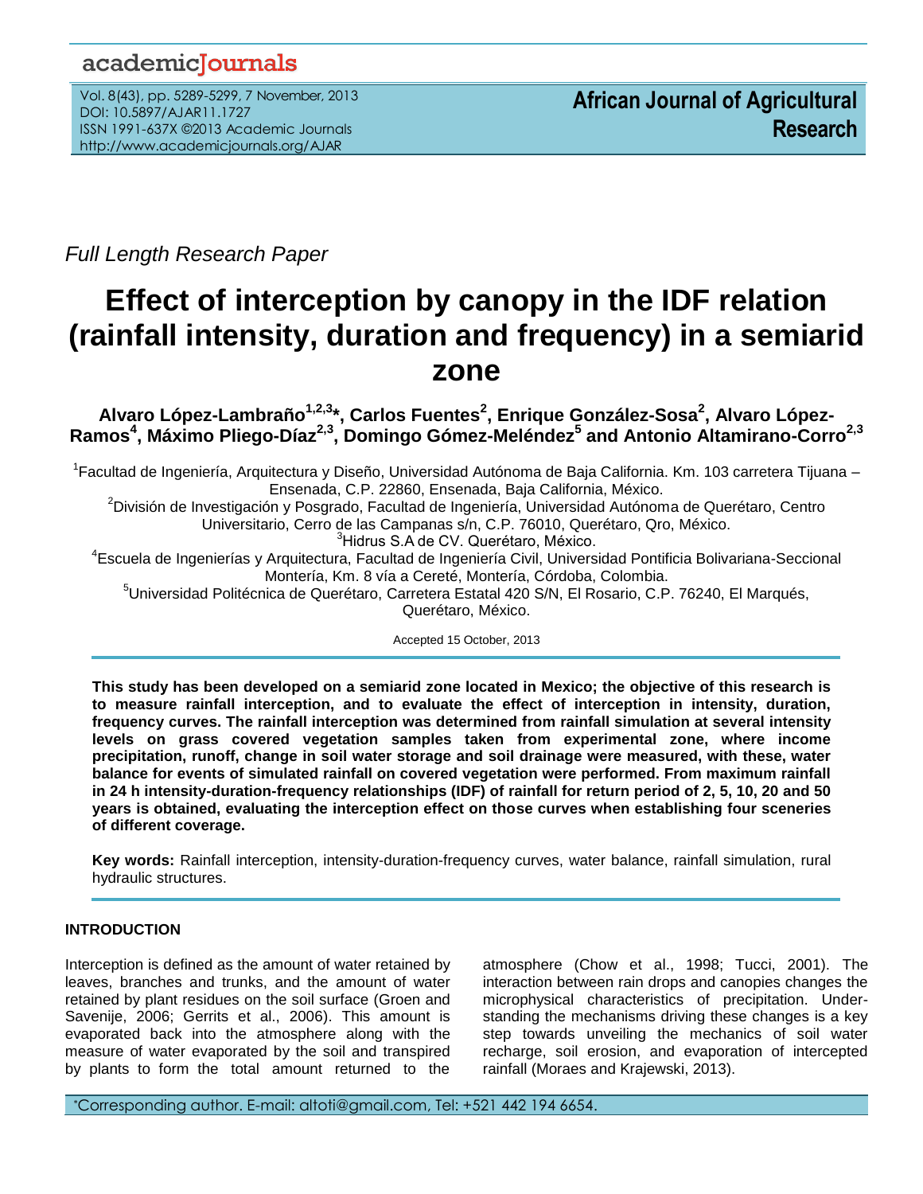*Full Length Research Paper*

# Effect of interception by canopy in the IDF relation (rainfall intensity, duration and frequency) in a semiarid zone

**Alvaro López-Lambraño[1,2,3]*, Carlos Fuentes[2], Enrique González-Sosa[2], Alvaro López-Ramos[4], Máximo Pliego-Díaz[2,3], Domingo Gómez-Meléndez[5] and Antonio Altamirano-Corro[2,3]**

[1]Facultad de Ingeniería, Arquitectura y Diseño, Universidad Autónoma de Baja California. Km. 103 carretera Tijuana – Ensenada, C.P. 22860, Ensenada, Baja California, México.

[2]División de Investigación y Posgrado, Facultad de Ingeniería, Universidad Autónoma de Querétaro, Centro Universitario, Cerro de las Campanas s/n, C.P. 76010, Querétaro, Qro, México.

[3]Hidrus S.A de CV. Querétaro, México.

[4]Escuela de Ingenierías y Arquitectura, Facultad de Ingeniería Civil, Universidad Pontificia Bolivariana-Seccional Montería, Km. 8 vía a Cereté, Montería, Córdoba, Colombia.

[5]Universidad Politécnica de Querétaro, Carretera Estatal 420 S/N, El Rosario, C.P. 76240, El Marqués, Querétaro, México.

Accepted 15 October, 2013

**This study has been developed on a semiarid zone located in Mexico; the objective of this research is to measure rainfall interception, and to evaluate the effect of interception in intensity, duration, frequency curves. The rainfall interception was determined from rainfall simulation at several intensity levels on grass covered vegetation samples taken from experimental zone, where income precipitation, runoff, change in soil water storage and soil drainage were measured, with these, water balance for events of simulated rainfall on covered vegetation were performed. From maximum rainfall in 24 h intensity-duration-frequency relationships (IDF) of rainfall for return period of 2, 5, 10, 20 and 50 years is obtained, evaluating the interception effect on those curves when establishing four sceneries of different coverage.**

**Key words:** Rainfall interception, intensity-duration-frequency curves, water balance, rainfall simulation, rural hydraulic structures.

## INTRODUCTION

Interception is defined as the amount of water retained by leaves, branches and trunks, and the amount of water retained by plant residues on the soil surface (Groen and Savenije, 2006; Gerrits et al., 2006). This amount is evaporated back into the atmosphere along with the measure of water evaporated by the soil and transpired by plants to form the total amount returned to the atmosphere (Chow et al., 1998; Tucci, 2001). The interaction between rain drops and canopies changes the microphysical characteristics of precipitation. Understanding the mechanisms driving these changes is a key step towards unveiling the mechanics of soil water recharge, soil erosion, and evaporation of intercepted rainfall (Moraes and Krajewski, 2013).

*Corresponding author. E-mail: altoti@gmail.com, Tel: +521 442 194 6654.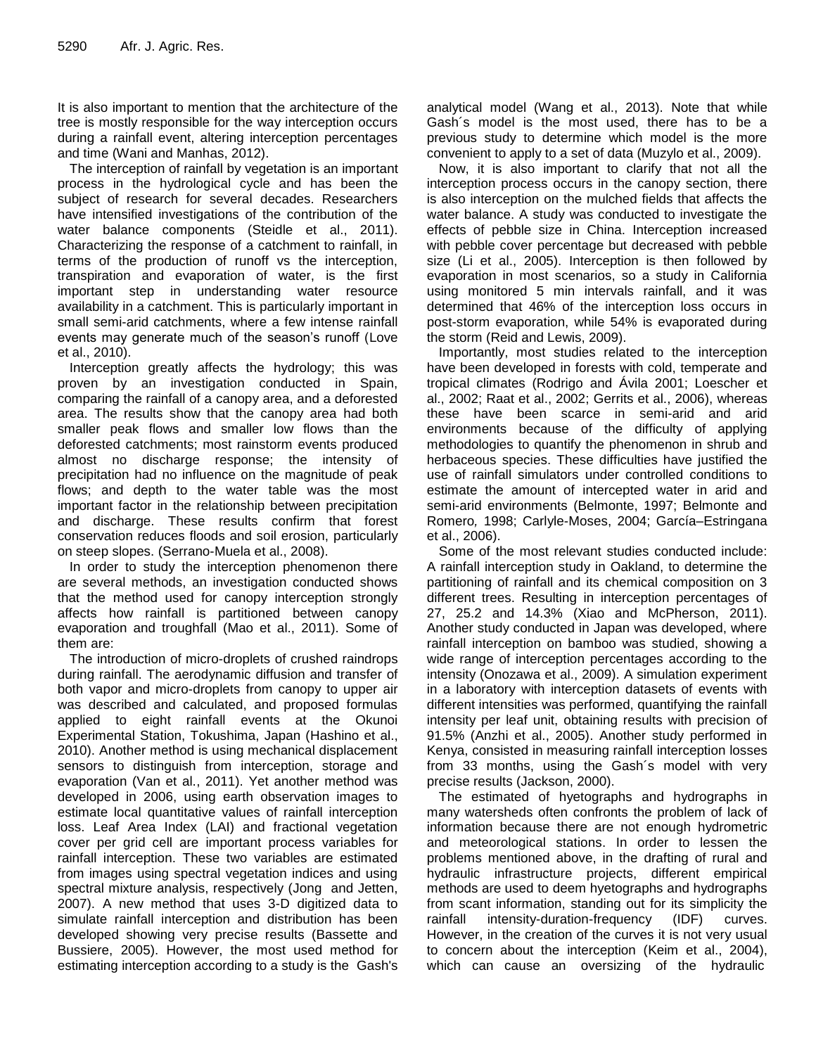It is also important to mention that the architecture of the tree is mostly responsible for the way interception occurs during a rainfall event, altering interception percentages and time (Wani and Manhas, 2012).

The interception of rainfall by vegetation is an important process in the hydrological cycle and has been the subject of research for several decades. Researchers have intensified investigations of the contribution of the water balance components (Steidle et al., 2011). Characterizing the response of a catchment to rainfall, in terms of the production of runoff vs the interception, transpiration and evaporation of water, is the first important step in understanding water resource availability in a catchment. This is particularly important in small semi-arid catchments, where a few intense rainfall events may generate much of the season's runoff (Love et al., 2010).

Interception greatly affects the hydrology; this was proven by an investigation conducted in Spain, comparing the rainfall of a canopy area, and a deforested area. The results show that the canopy area had both smaller peak flows and smaller low flows than the deforested catchments; most rainstorm events produced almost no discharge response; the intensity of precipitation had no influence on the magnitude of peak flows; and depth to the water table was the most important factor in the relationship between precipitation and discharge. These results confirm that forest conservation reduces floods and soil erosion, particularly on steep slopes. (Serrano-Muela et al., 2008).

In order to study the interception phenomenon there are several methods, an investigation conducted shows that the method used for canopy interception strongly affects how rainfall is partitioned between canopy evaporation and troughfall (Mao et al., 2011). Some of them are:

The introduction of micro-droplets of crushed raindrops during rainfall. The aerodynamic diffusion and transfer of both vapor and micro-droplets from canopy to upper air was described and calculated, and proposed formulas applied to eight rainfall events at the Okunoi Experimental Station, Tokushima, Japan (Hashino et al., 2010). Another method is using mechanical displacement sensors to distinguish from interception, storage and evaporation (Van et al., 2011). Yet another method was developed in 2006, using earth observation images to estimate local quantitative values of rainfall interception loss. Leaf Area Index (LAI) and fractional vegetation cover per grid cell are important process variables for rainfall interception. These two variables are estimated from images using spectral vegetation indices and using spectral mixture analysis, respectively (Jong and Jetten, 2007). A new method that uses 3-D digitized data to simulate rainfall interception and distribution has been developed showing very precise results (Bassette and Bussiere, 2005). However, the most used method for estimating interception according to a study is the Gash's analytical model (Wang et al., 2013). Note that while Gash´s model is the most used, there has to be a previous study to determine which model is the more convenient to apply to a set of data (Muzylo et al., 2009).

Now, it is also important to clarify that not all the interception process occurs in the canopy section, there is also interception on the mulched fields that affects the water balance. A study was conducted to investigate the effects of pebble size in China. Interception increased with pebble cover percentage but decreased with pebble size (Li et al., 2005). Interception is then followed by evaporation in most scenarios, so a study in California using monitored 5 min intervals rainfall, and it was determined that 46% of the interception loss occurs in post-storm evaporation, while 54% is evaporated during the storm (Reid and Lewis, 2009).

Importantly, most studies related to the interception have been developed in forests with cold, temperate and tropical climates (Rodrigo and Ávila 2001; Loescher et al., 2002; Raat et al., 2002; Gerrits et al., 2006), whereas these have been scarce in semi-arid and arid environments because of the difficulty of applying methodologies to quantify the phenomenon in shrub and herbaceous species. These difficulties have justified the use of rainfall simulators under controlled conditions to estimate the amount of intercepted water in arid and semi-arid environments (Belmonte, 1997; Belmonte and Romero, 1998; Carlyle-Moses, 2004; García–Estringana et al., 2006).

Some of the most relevant studies conducted include: A rainfall interception study in Oakland, to determine the partitioning of rainfall and its chemical composition on 3 different trees. Resulting in interception percentages of 27, 25.2 and 14.3% (Xiao and McPherson, 2011). Another study conducted in Japan was developed, where rainfall interception on bamboo was studied, showing a wide range of interception percentages according to the intensity (Onozawa et al., 2009). A simulation experiment in a laboratory with interception datasets of events with different intensities was performed, quantifying the rainfall intensity per leaf unit, obtaining results with precision of 91.5% (Anzhi et al., 2005). Another study performed in Kenya, consisted in measuring rainfall interception losses from 33 months, using the Gash´s model with very precise results (Jackson, 2000).

The estimated of hyetographs and hydrographs in many watersheds often confronts the problem of lack of information because there are not enough hydrometric and meteorological stations. In order to lessen the problems mentioned above, in the drafting of rural and hydraulic infrastructure projects, different empirical methods are used to deem hyetographs and hydrographs from scant information, standing out for its simplicity the rainfall intensity-duration-frequency (IDF) curves. However, in the creation of the curves it is not very usual to concern about the interception (Keim et al., 2004), which can cause an oversizing of the hydraulic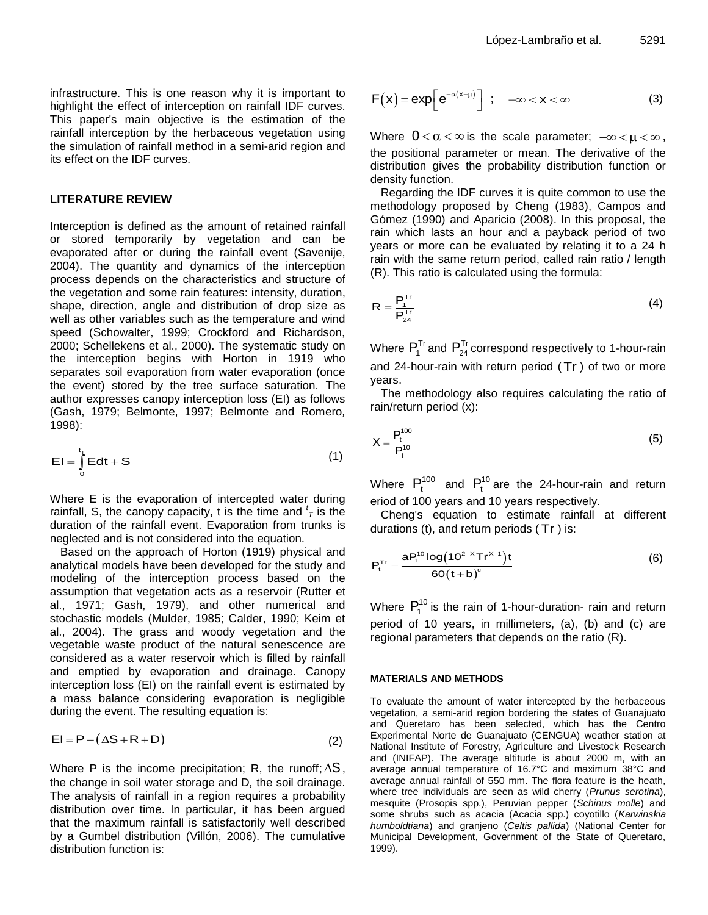infrastructure. This is one reason why it is important to highlight the effect of interception on rainfall IDF curves. This paper's main objective is the estimation of the rainfall interception by the herbaceous vegetation using the simulation of rainfall method in a semi-arid region and its effect on the IDF curves.

## LITERATURE REVIEW

Interception is defined as the amount of retained rainfall or stored temporarily by vegetation and can be evaporated after or during the rainfall event (Savenije, 2004). The quantity and dynamics of the interception process depends on the characteristics and structure of the vegetation and some rain features: intensity, duration, shape, direction, angle and distribution of drop size as well as other variables such as the temperature and wind speed (Schowalter, 1999; Crockford and Richardson, 2000; Schellekens et al., 2000). The systematic study on the interception begins with Horton in 1919 who separates soil evaporation from water evaporation (once the event) stored by the tree surface saturation. The author expresses canopy interception loss (EI) as follows (Gash, 1979; Belmonte, 1997; Belmonte and Romero, 1998):

$$EI = \int_0^{t_T} E dt + S \tag{1}$$

Where E is the evaporation of intercepted water during rainfall, S, the canopy capacity, t is the time and $t_T$ is the duration of the rainfall event. Evaporation from trunks is neglected and is not considered into the equation.

Based on the approach of Horton (1919) physical and analytical models have been developed for the study and modeling of the interception process based on the assumption that vegetation acts as a reservoir (Rutter et al., 1971; Gash, 1979), and other numerical and stochastic models (Mulder, 1985; Calder, 1990; Keim et al., 2004). The grass and woody vegetation and the vegetable waste product of the natural senescence are considered as a water reservoir which is filled by rainfall and emptied by evaporation and drainage. Canopy interception loss (EI) on the rainfall event is estimated by a mass balance considering evaporation is negligible during the event. The resulting equation is:

$$EI = P - \left(\Delta S + R + D\right) \tag{2}$$

Where P is the income precipitation; R, the runoff; $\Delta S$, the change in soil water storage and D, the soil drainage. The analysis of rainfall in a region requires a probability distribution over time. In particular, it has been argued that the maximum rainfall is satisfactorily well described by a Gumbel distribution (Villón, 2006). The cumulative distribution function is:

$$F(x) = \exp\left[e^{-\alpha(x-\mu)}\right] \ ; \quad -\infty < x < \infty \tag{3}$$

Where $0 < \alpha < \infty$ is the scale parameter; $-\infty < \mu < \infty$, the positional parameter or mean. The derivative of the distribution gives the probability distribution function or density function.

Regarding the IDF curves it is quite common to use the methodology proposed by Cheng (1983), Campos and Gómez (1990) and Aparicio (2008). In this proposal, the rain which lasts an hour and a payback period of two years or more can be evaluated by relating it to a 24 h rain with the same return period, called rain ratio / length (R). This ratio is calculated using the formula:

$$R = \frac{P_1^{Tr}}{P_{24}^{Tr}} \tag{4}$$

Where $P_1^{Tr}$ and $P_{24}^{Tr}$ correspond respectively to 1-hour-rain and 24-hour-rain with return period ($Tr$) of two or more years.

The methodology also requires calculating the ratio of rain/return period (x):

$$X = \frac{P_t^{100}}{P_t^{10}} \tag{5}$$

Where $P_t^{100}$ and $P_t^{10}$ are the 24-hour-rain and return eriod of 100 years and 10 years respectively.

Cheng's equation to estimate rainfall at different durations (t), and return periods ($Tr$) is:

$$P_t^{Tr} = \frac{aP_1^{10}\log\left(10^{2-x}Tr^{x-1}\right)t}{60\left(t+b\right)^c} \tag{6}$$

Where $P_1^{10}$ is the rain of 1-hour-duration- rain and return period of 10 years, in millimeters, (a), (b) and (c) are regional parameters that depends on the ratio (R).

## MATERIALS AND METHODS

To evaluate the amount of water intercepted by the herbaceous vegetation, a semi-arid region bordering the states of Guanajuato and Queretaro has been selected, which has the Centro Experimental Norte de Guanajuato (CENGUA) weather station at National Institute of Forestry, Agriculture and Livestock Research and (INIFAP). The average altitude is about 2000 m, with an average annual temperature of 16.7°C and maximum 38°C and average annual rainfall of 550 mm. The flora feature is the heath, where tree individuals are seen as wild cherry (*Prunus serotina*), mesquite (Prosopis spp.), Peruvian pepper (*Schinus molle*) and some shrubs such as acacia (Acacia spp.) coyotillo (*Karwinskia humboldtiana*) and granjeno (*Celtis pallida*) (National Center for Municipal Development, Government of the State of Queretaro, 1999).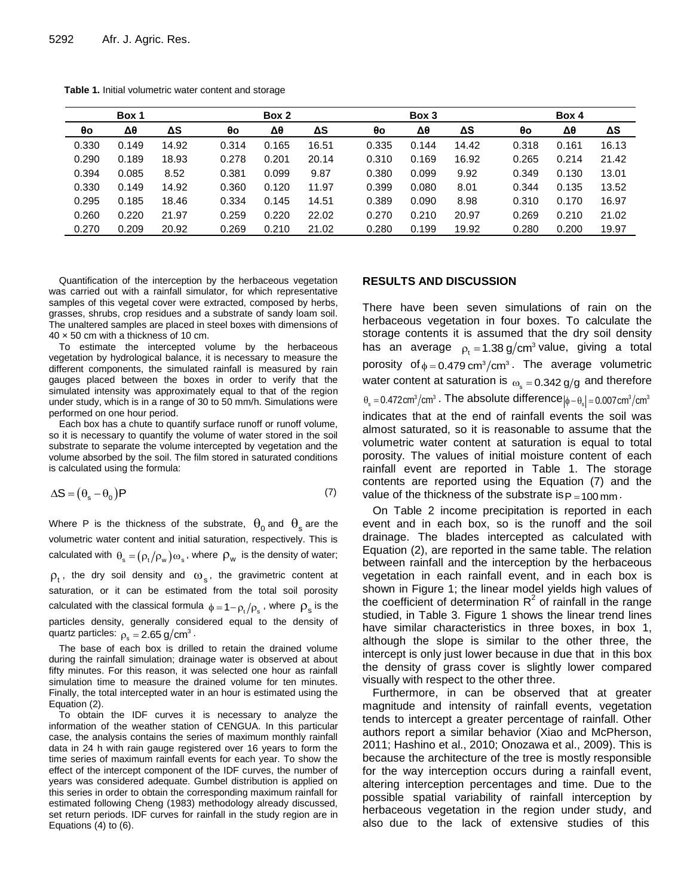**Table 1.** Initial volumetric water content and storage

| Box 1 | | | Box 2 | | | Box 3 | | | Box 4 | | |
|---|---|---|---|---|---|---|---|---|---|---|---|
| θo | Δθ | ΔS | θo | Δθ | ΔS | θo | Δθ | ΔS | θo | Δθ | ΔS |
| 0.330 | 0.149 | 14.92 | 0.314 | 0.165 | 16.51 | 0.335 | 0.144 | 14.42 | 0.318 | 0.161 | 16.13 |
| 0.290 | 0.189 | 18.93 | 0.278 | 0.201 | 20.14 | 0.310 | 0.169 | 16.92 | 0.265 | 0.214 | 21.42 |
| 0.394 | 0.085 | 8.52 | 0.381 | 0.099 | 9.87 | 0.380 | 0.099 | 9.92 | 0.349 | 0.130 | 13.01 |
| 0.330 | 0.149 | 14.92 | 0.360 | 0.120 | 11.97 | 0.399 | 0.080 | 8.01 | 0.344 | 0.135 | 13.52 |
| 0.295 | 0.185 | 18.46 | 0.334 | 0.145 | 14.51 | 0.389 | 0.090 | 8.98 | 0.310 | 0.170 | 16.97 |
| 0.260 | 0.220 | 21.97 | 0.259 | 0.220 | 22.02 | 0.270 | 0.210 | 20.97 | 0.269 | 0.210 | 21.02 |
| 0.270 | 0.209 | 20.92 | 0.269 | 0.210 | 21.02 | 0.280 | 0.199 | 19.92 | 0.280 | 0.200 | 19.97 |

Quantification of the interception by the herbaceous vegetation was carried out with a rainfall simulator, for which representative samples of this vegetal cover were extracted, composed by herbs, grasses, shrubs, crop residues and a substrate of sandy loam soil. The unaltered samples are placed in steel boxes with dimensions of 40 × 50 cm with a thickness of 10 cm.

To estimate the intercepted volume by the herbaceous vegetation by hydrological balance, it is necessary to measure the different components, the simulated rainfall is measured by rain gauges placed between the boxes in order to verify that the simulated intensity was approximately equal to that of the region under study, which is in a range of 30 to 50 mm/h. Simulations were performed on one hour period.

Each box has a chute to quantify surface runoff or runoff volume, so it is necessary to quantify the volume of water stored in the soil substrate to separate the volume intercepted by vegetation and the volume absorbed by the soil. The film stored in saturated conditions is calculated using the formula:

$$\Delta S = (\theta_s - \theta_0)P \tag{7}$$

Where P is the thickness of the substrate, $\theta_0$ and $\theta_s$ are the volumetric water content and initial saturation, respectively. This is calculated with $\theta_s = (\rho_t/\rho_w)\omega_s$, where $\rho_w$ is the density of water; $\rho_t$, the dry soil density and $\omega_s$, the gravimetric content at saturation, or it can be estimated from the total soil porosity calculated with the classical formula $\phi = 1 - \rho_t/\rho_s$, where $\rho_s$ is the particles density, generally considered equal to the density of quartz particles: $\rho_s = 2.65\ \text{g/cm}^3$.

The base of each box is drilled to retain the drained volume during the rainfall simulation; drainage water is observed at about fifty minutes. For this reason, it was selected one hour as rainfall simulation time to measure the drained volume for ten minutes. Finally, the total intercepted water in an hour is estimated using the Equation (2).

To obtain the IDF curves it is necessary to analyze the information of the weather station of CENGUA. In this particular case, the analysis contains the series of maximum monthly rainfall data in 24 h with rain gauge registered over 16 years to form the time series of maximum rainfall events for each year. To show the effect of the intercept component of the IDF curves, the number of years was considered adequate. Gumbel distribution is applied on this series in order to obtain the corresponding maximum rainfall for estimated following Cheng (1983) methodology already discussed, set return periods. IDF curves for rainfall in the study region are in Equations (4) to (6).

## RESULTS AND DISCUSSION

There have been seven simulations of rain on the herbaceous vegetation in four boxes. To calculate the storage contents it is assumed that the dry soil density has an average $\rho_t = 1.38\ \text{g/cm}^3$ value, giving a total porosity of $\phi = 0.479\ \text{cm}^3/\text{cm}^3$. The average volumetric water content at saturation is $\omega_s = 0.342\ \text{g/g}$ and therefore $\theta_s = 0.472\ \text{cm}^3/\text{cm}^3$. The absolute difference $|\phi - \theta_s| = 0.007\ \text{cm}^3/\text{cm}^3$ indicates that at the end of rainfall events the soil was almost saturated, so it is reasonable to assume that the volumetric water content at saturation is equal to total porosity. The values of initial moisture content of each rainfall event are reported in Table 1. The storage contents are reported using the Equation (7) and the value of the thickness of the substrate is $P = 100\ \text{mm}$.

On Table 2 income precipitation is reported in each event and in each box, so is the runoff and the soil drainage. The blades intercepted as calculated with Equation (2), are reported in the same table. The relation between rainfall and the interception by the herbaceous vegetation in each rainfall event, and in each box is shown in Figure 1; the linear model yields high values of the coefficient of determination $R^2$ of rainfall in the range studied, in Table 3. Figure 1 shows the linear trend lines have similar characteristics in three boxes, in box 1, although the slope is similar to the other three, the intercept is only just lower because in due that in this box the density of grass cover is slightly lower compared visually with respect to the other three.

Furthermore, in can be observed that at greater magnitude and intensity of rainfall events, vegetation tends to intercept a greater percentage of rainfall. Other authors report a similar behavior (Xiao and McPherson, 2011; Hashino et al., 2010; Onozawa et al., 2009). This is because the architecture of the tree is mostly responsible for the way interception occurs during a rainfall event, altering interception percentages and time. Due to the possible spatial variability of rainfall interception by herbaceous vegetation in the region under study, and also due to the lack of extensive studies of this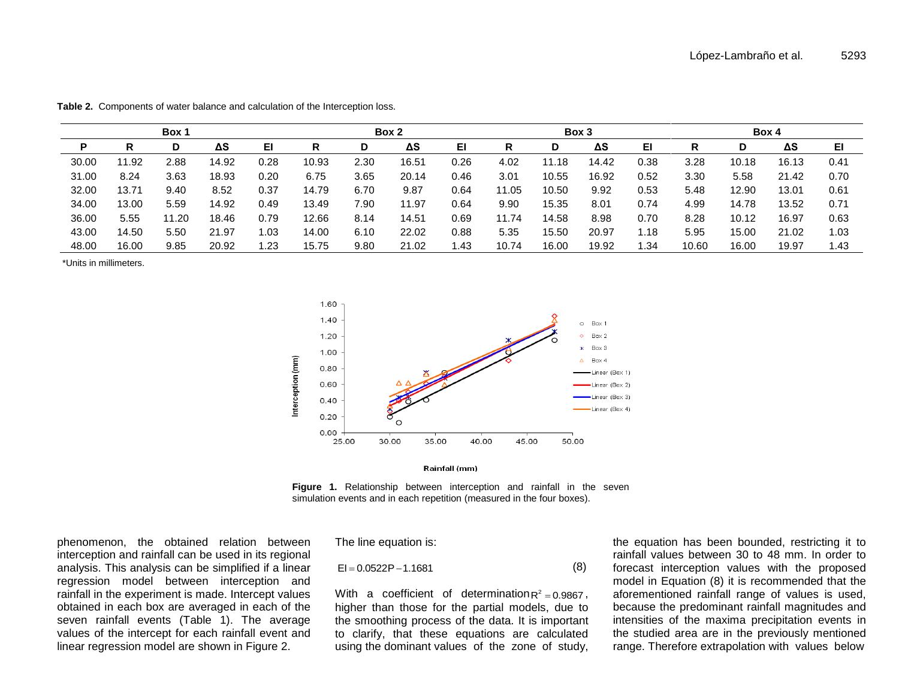**Table 2.** Components of water balance and calculation of the Interception loss.

| | Box 1 | | | | Box 2 | | | | Box 3 | | | | Box 4 | | | |
|---|---|---|---|---|---|---|---|---|---|---|---|---|---|---|---|---|
| P | R | D | ΔS | EI | R | D | ΔS | EI | R | D | ΔS | EI | R | D | ΔS | EI |
| 30.00 | 11.92 | 2.88 | 14.92 | 0.28 | 10.93 | 2.30 | 16.51 | 0.26 | 4.02 | 11.18 | 14.42 | 0.38 | 3.28 | 10.18 | 16.13 | 0.41 |
| 31.00 | 8.24 | 3.63 | 18.93 | 0.20 | 6.75 | 3.65 | 20.14 | 0.46 | 3.01 | 10.55 | 16.92 | 0.52 | 3.30 | 5.58 | 21.42 | 0.70 |
| 32.00 | 13.71 | 9.40 | 8.52 | 0.37 | 14.79 | 6.70 | 9.87 | 0.64 | 11.05 | 10.50 | 9.92 | 0.53 | 5.48 | 12.90 | 13.01 | 0.61 |
| 34.00 | 13.00 | 5.59 | 14.92 | 0.49 | 13.49 | 7.90 | 11.97 | 0.64 | 9.90 | 15.35 | 8.01 | 0.74 | 4.99 | 14.78 | 13.52 | 0.71 |
| 36.00 | 5.55 | 11.20 | 18.46 | 0.79 | 12.66 | 8.14 | 14.51 | 0.69 | 11.74 | 14.58 | 8.98 | 0.70 | 8.28 | 10.12 | 16.97 | 0.63 |
| 43.00 | 14.50 | 5.50 | 21.97 | 1.03 | 14.00 | 6.10 | 22.02 | 0.88 | 5.35 | 15.50 | 20.97 | 1.18 | 5.95 | 15.00 | 21.02 | 1.03 |
| 48.00 | 16.00 | 9.85 | 20.92 | 1.23 | 15.75 | 9.80 | 21.02 | 1.43 | 10.74 | 16.00 | 19.92 | 1.34 | 10.60 | 16.00 | 19.97 | 1.43 |

*Units in millimeters.

**Figure 1.** Relationship between interception and rainfall in the seven simulation events and in each repetition (measured in the four boxes).

phenomenon, the obtained relation between interception and rainfall can be used in its regional analysis. This analysis can be simplified if a linear regression model between interception and rainfall in the experiment is made. Intercept values obtained in each box are averaged in each of the seven rainfall events (Table 1). The average values of the intercept for each rainfall event and linear regression model are shown in Figure 2.

The line equation is:

$$EI = 0.0522P - 1.1681 \qquad (8)$$

With a coefficient of determination $R^2 = 0.9867$, higher than those for the partial models, due to the smoothing process of the data. It is important to clarify, that these equations are calculated using the dominant values of the zone of study, the equation has been bounded, restricting it to rainfall values between 30 to 48 mm. In order to forecast interception values with the proposed model in Equation (8) it is recommended that the aforementioned rainfall range of values is used, because the predominant rainfall magnitudes and intensities of the maxima precipitation events in the studied area are in the previously mentioned range. Therefore extrapolation with values below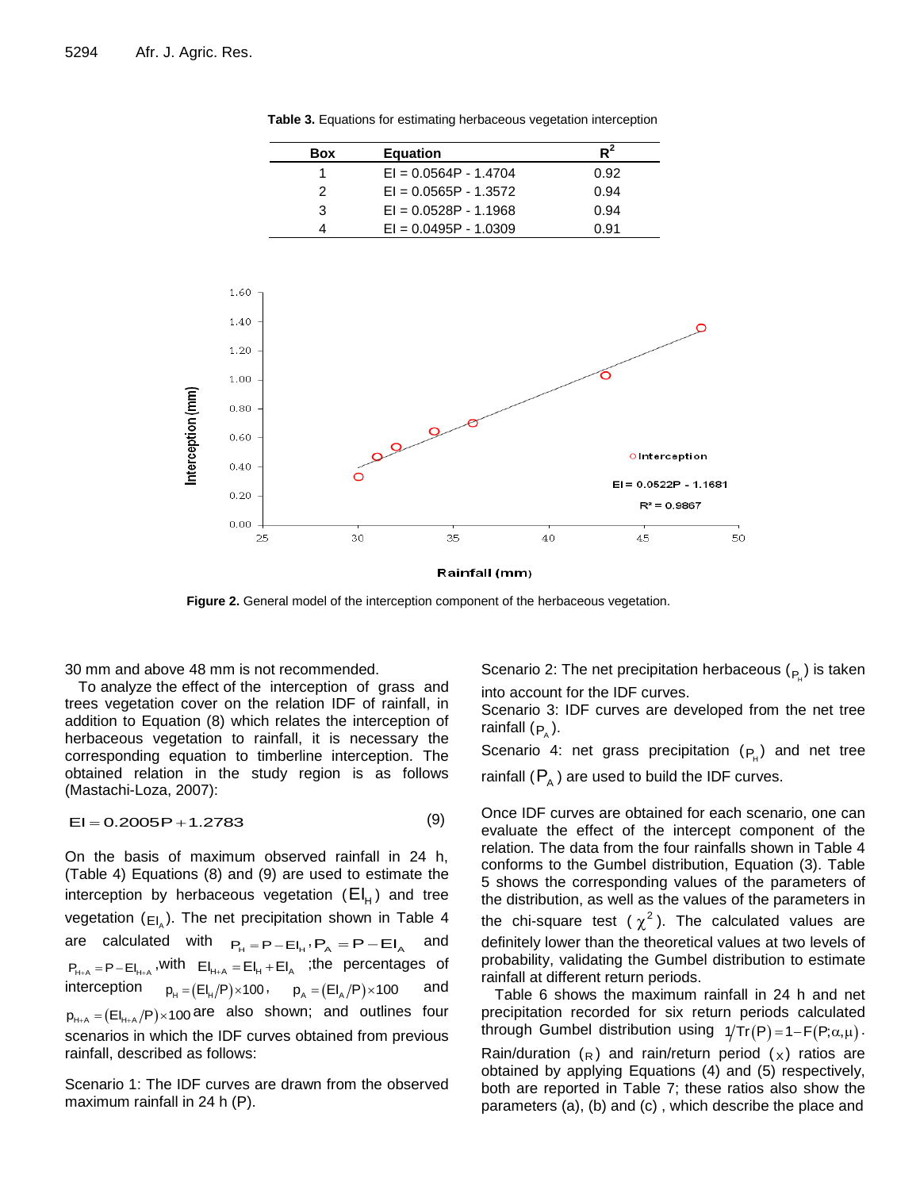**Table 3.** Equations for estimating herbaceous vegetation interception

| Box | Equation | $R^2$ |
|---|---|---|
| 1 | EI = 0.0564P - 1.4704 | 0.92 |
| 2 | EI = 0.0565P - 1.3572 | 0.94 |
| 3 | EI = 0.0528P - 1.1968 | 0.94 |
| 4 | EI = 0.0495P - 1.0309 | 0.91 |

**Figure 2.** General model of the interception component of the herbaceous vegetation.

30 mm and above 48 mm is not recommended.

To analyze the effect of the interception of grass and trees vegetation cover on the relation IDF of rainfall, in addition to Equation (8) which relates the interception of herbaceous vegetation to rainfall, it is necessary the corresponding equation to timberline interception. The obtained relation in the study region is as follows (Mastachi-Loza, 2007):

$$EI = 0.2005P + 1.2783 \tag{9}$$

On the basis of maximum observed rainfall in 24 h, (Table 4) Equations (8) and (9) are used to estimate the interception by herbaceous vegetation ($EI_H$) and tree vegetation ($EI_A$). The net precipitation shown in Table 4 are calculated with $P_H = P - EI_H$, $P_A = P - EI_A$ and $P_{H+A} = P - EI_{H+A}$, with $EI_{H+A} = EI_H + EI_A$ ;the percentages of interception $p_H = (EI_H/P)\times 100$, $p_A = (EI_A/P)\times 100$ and $p_{H+A} = (EI_{H+A}/P)\times 100$ are also shown; and outlines four scenarios in which the IDF curves obtained from previous rainfall, described as follows:

Scenario 1: The IDF curves are drawn from the observed maximum rainfall in 24 h (P).

Scenario 2: The net precipitation herbaceous ($P_H$) is taken into account for the IDF curves.

Scenario 3: IDF curves are developed from the net tree rainfall ($P_A$).

Scenario 4: net grass precipitation ($P_H$) and net tree rainfall ($P_A$) are used to build the IDF curves.

Once IDF curves are obtained for each scenario, one can evaluate the effect of the intercept component of the relation. The data from the four rainfalls shown in Table 4 conforms to the Gumbel distribution, Equation (3). Table 5 shows the corresponding values of the parameters of the distribution, as well as the values of the parameters in the chi-square test ($\chi^2$). The calculated values are definitely lower than the theoretical values at two levels of probability, validating the Gumbel distribution to estimate rainfall at different return periods.

Table 6 shows the maximum rainfall in 24 h and net precipitation recorded for six return periods calculated through Gumbel distribution using $1/Tr(P) = 1 - F(P;\alpha,\mu)$. Rain/duration ($R$) and rain/return period ($X$) ratios are obtained by applying Equations (4) and (5) respectively, both are reported in Table 7; these ratios also show the parameters (a), (b) and (c) , which describe the place and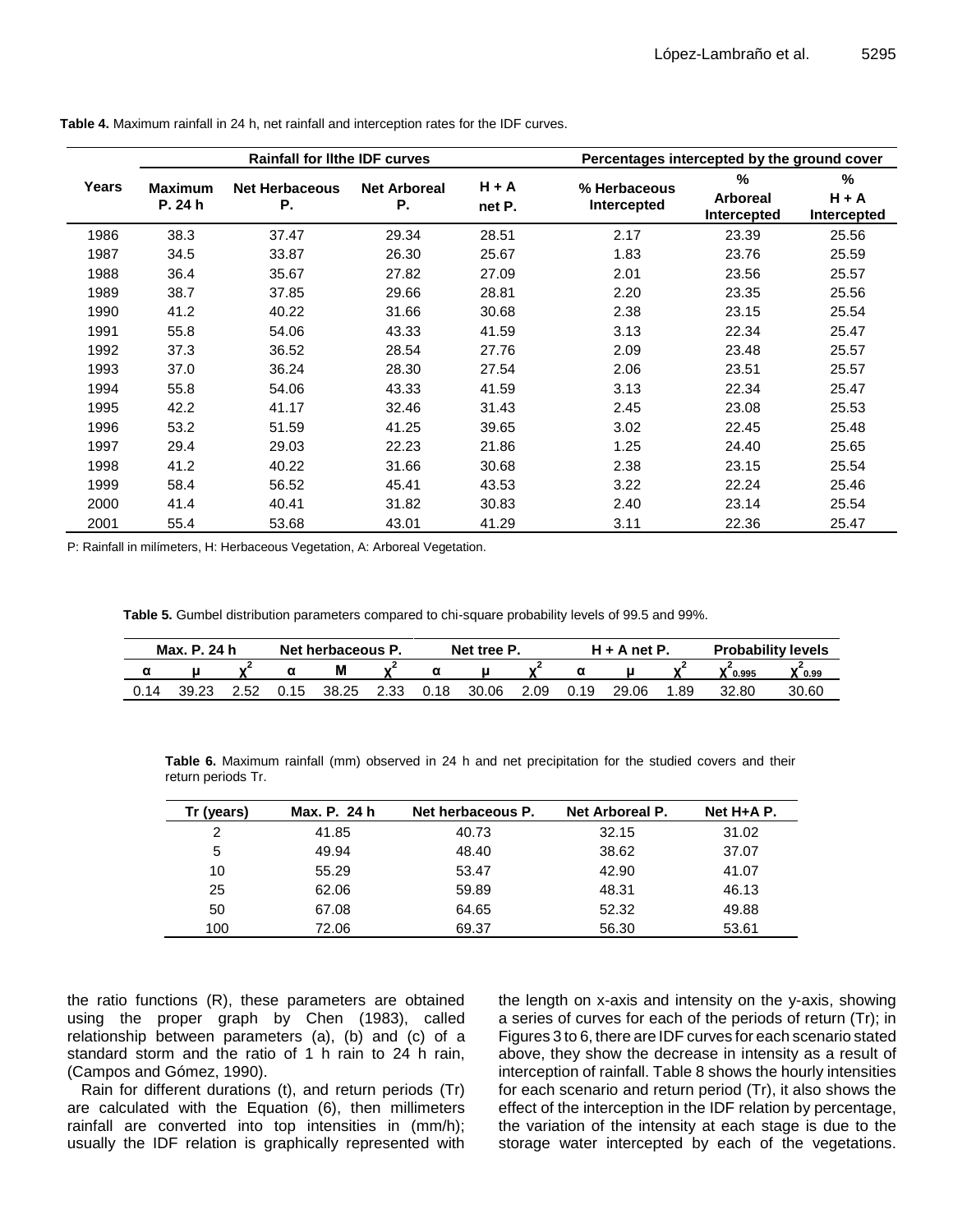**Table 4.** Maximum rainfall in 24 h, net rainfall and interception rates for the IDF curves.

| Years | Rainfall for llthe IDF curves | | | | Percentages intercepted by the ground cover | | |
|---|---|---|---|---|---|---|---|
| | Maximum P. 24 h | Net Herbaceous P. | Net Arboreal P. | H + A net P. | % Herbaceous Intercepted | % Arboreal Intercepted | % H + A Intercepted |
| 1986 | 38.3 | 37.47 | 29.34 | 28.51 | 2.17 | 23.39 | 25.56 |
| 1987 | 34.5 | 33.87 | 26.30 | 25.67 | 1.83 | 23.76 | 25.59 |
| 1988 | 36.4 | 35.67 | 27.82 | 27.09 | 2.01 | 23.56 | 25.57 |
| 1989 | 38.7 | 37.85 | 29.66 | 28.81 | 2.20 | 23.35 | 25.56 |
| 1990 | 41.2 | 40.22 | 31.66 | 30.68 | 2.38 | 23.15 | 25.54 |
| 1991 | 55.8 | 54.06 | 43.33 | 41.59 | 3.13 | 22.34 | 25.47 |
| 1992 | 37.3 | 36.52 | 28.54 | 27.76 | 2.09 | 23.48 | 25.57 |
| 1993 | 37.0 | 36.24 | 28.30 | 27.54 | 2.06 | 23.51 | 25.57 |
| 1994 | 55.8 | 54.06 | 43.33 | 41.59 | 3.13 | 22.34 | 25.47 |
| 1995 | 42.2 | 41.17 | 32.46 | 31.43 | 2.45 | 23.08 | 25.53 |
| 1996 | 53.2 | 51.59 | 41.25 | 39.65 | 3.02 | 22.45 | 25.48 |
| 1997 | 29.4 | 29.03 | 22.23 | 21.86 | 1.25 | 24.40 | 25.65 |
| 1998 | 41.2 | 40.22 | 31.66 | 30.68 | 2.38 | 23.15 | 25.54 |
| 1999 | 58.4 | 56.52 | 45.41 | 43.53 | 3.22 | 22.24 | 25.46 |
| 2000 | 41.4 | 40.41 | 31.82 | 30.83 | 2.40 | 23.14 | 25.54 |
| 2001 | 55.4 | 53.68 | 43.01 | 41.29 | 3.11 | 22.36 | 25.47 |

P: Rainfall in milímeters, H: Herbaceous Vegetation, A: Arboreal Vegetation.

**Table 5.** Gumbel distribution parameters compared to chi-square probability levels of 99.5 and 99%.

| Max. P. 24 h | | | Net herbaceous P. | | | Net tree P. | | | H + A net P. | | | Probability levels | |
|---|---|---|---|---|---|---|---|---|---|---|---|---|---|
| α | μ | $\chi^2$ | α | M | $\chi^2$ | α | μ | $\chi^2$ | α | μ | $\chi^2$ | $\chi^2_{0.995}$ | $\chi^2_{0.99}$ |
| 0.14 | 39.23 | 2.52 | 0.15 | 38.25 | 2.33 | 0.18 | 30.06 | 2.09 | 0.19 | 29.06 | 1.89 | 32.80 | 30.60 |

**Table 6.** Maximum rainfall (mm) observed in 24 h and net precipitation for the studied covers and their return periods Tr.

| Tr (years) | Max. P. 24 h | Net herbaceous P. | Net Arboreal P. | Net H+A P. |
|---|---|---|---|---|
| 2 | 41.85 | 40.73 | 32.15 | 31.02 |
| 5 | 49.94 | 48.40 | 38.62 | 37.07 |
| 10 | 55.29 | 53.47 | 42.90 | 41.07 |
| 25 | 62.06 | 59.89 | 48.31 | 46.13 |
| 50 | 67.08 | 64.65 | 52.32 | 49.88 |
| 100 | 72.06 | 69.37 | 56.30 | 53.61 |

the ratio functions (R), these parameters are obtained using the proper graph by Chen (1983), called relationship between parameters (a), (b) and (c) of a standard storm and the ratio of 1 h rain to 24 h rain, (Campos and Gómez, 1990).

Rain for different durations (t), and return periods (Tr) are calculated with the Equation (6), then millimeters rainfall are converted into top intensities in (mm/h); usually the IDF relation is graphically represented with the length on x-axis and intensity on the y-axis, showing a series of curves for each of the periods of return (Tr); in Figures 3 to 6, there are IDF curves for each scenario stated above, they show the decrease in intensity as a result of interception of rainfall. Table 8 shows the hourly intensities for each scenario and return period (Tr), it also shows the effect of the interception in the IDF relation by percentage, the variation of the intensity at each stage is due to the storage water intercepted by each of the vegetations.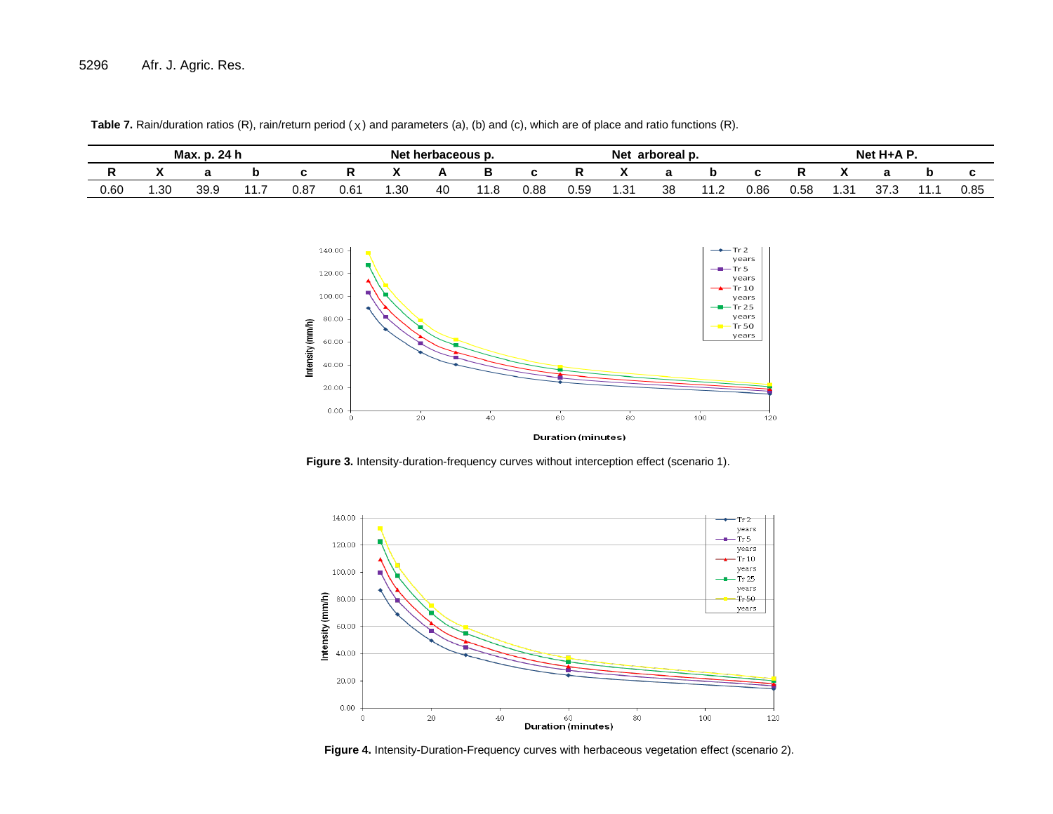**Table 7.** Rain/duration ratios (R), rain/return period ( $\chi$ ) and parameters (a), (b) and (c), which are of place and ratio functions (R).

| Max. p. 24 h | | | | | Net herbaceous p. | | | | | Net arboreal p. | | | | | Net H+A P. | | | | |
|---|---|---|---|---|---|---|---|---|---|---|---|---|---|---|---|---|---|---|---|
| R | X | a | b | c | R | X | A | B | c | R | X | a | b | c | R | X | a | b | c |
| 0.60 | 1.30 | 39.9 | 11.7 | 0.87 | 0.61 | 1.30 | 40 | 11.8 | 0.88 | 0.59 | 1.31 | 38 | 11.2 | 0.86 | 0.58 | 1.31 | 37.3 | 11.1 | 0.85 |

**Figure 3.** Intensity-duration-frequency curves without interception effect (scenario 1).

**Figure 4.** Intensity-Duration-Frequency curves with herbaceous vegetation effect (scenario 2).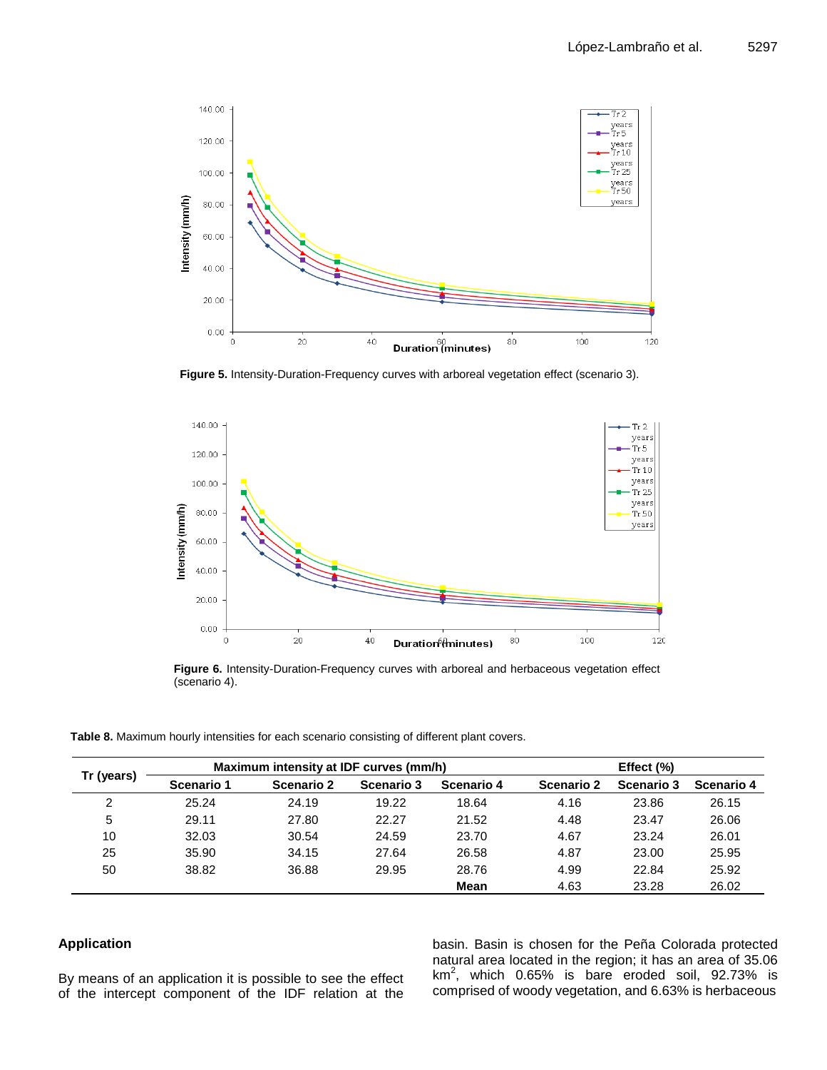**Figure 5.** Intensity-Duration-Frequency curves with arboreal vegetation effect (scenario 3).

**Figure 6.** Intensity-Duration-Frequency curves with arboreal and herbaceous vegetation effect (scenario 4).

**Table 8.** Maximum hourly intensities for each scenario consisting of different plant covers.

| Tr (years) | Maximum intensity at IDF curves (mm/h) | | | | Effect (%) | | |
|---|---|---|---|---|---|---|---|
| | Scenario 1 | Scenario 2 | Scenario 3 | Scenario 4 | Scenario 2 | Scenario 3 | Scenario 4 |
| 2 | 25.24 | 24.19 | 19.22 | 18.64 | 4.16 | 23.86 | 26.15 |
| 5 | 29.11 | 27.80 | 22.27 | 21.52 | 4.48 | 23.47 | 26.06 |
| 10 | 32.03 | 30.54 | 24.59 | 23.70 | 4.67 | 23.24 | 26.01 |
| 25 | 35.90 | 34.15 | 27.64 | 26.58 | 4.87 | 23.00 | 25.95 |
| 50 | 38.82 | 36.88 | 29.95 | 28.76 | 4.99 | 22.84 | 25.92 |
| | | | | **Mean** | 4.63 | 23.28 | 26.02 |

## Application

By means of an application it is possible to see the effect of the intercept component of the IDF relation at the basin. Basin is chosen for the Peña Colorada protected natural area located in the region; it has an area of 35.06 $km^2$, which 0.65% is bare eroded soil, 92.73% is comprised of woody vegetation, and 6.63% is herbaceous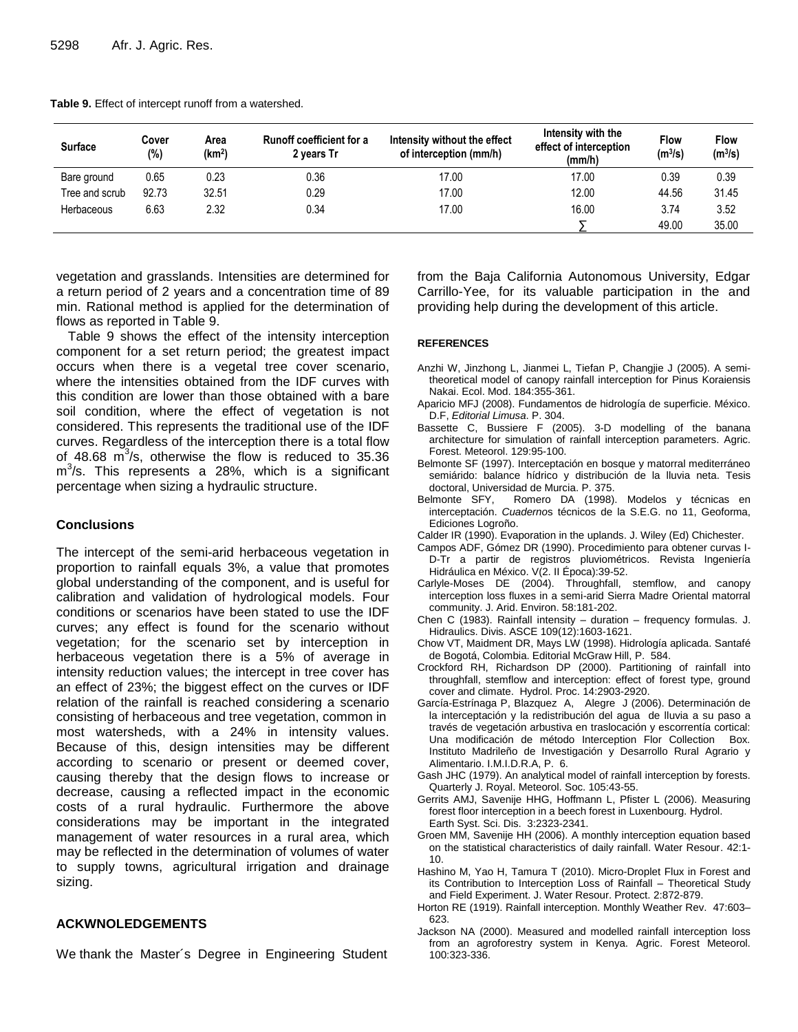**Table 9.** Effect of intercept runoff from a watershed.

| Surface | Cover (%) | Area (km$^2$) | Runoff coefficient for a 2 years Tr | Intensity without the effect of interception (mm/h) | Intensity with the effect of interception (mm/h) | Flow (m$^3$/s) | Flow (m$^3$/s) |
|---|---|---|---|---|---|---|---|
| Bare ground | 0.65 | 0.23 | 0.36 | 17.00 | 17.00 | 0.39 | 0.39 |
| Tree and scrub | 92.73 | 32.51 | 0.29 | 17.00 | 12.00 | 44.56 | 31.45 |
| Herbaceous | 6.63 | 2.32 | 0.34 | 17.00 | 16.00 | 3.74 | 3.52 |
| | | | | | ∑ | 49.00 | 35.00 |

vegetation and grasslands. Intensities are determined for a return period of 2 years and a concentration time of 89 min. Rational method is applied for the determination of flows as reported in Table 9.

Table 9 shows the effect of the intensity interception component for a set return period; the greatest impact occurs when there is a vegetal tree cover scenario, where the intensities obtained from the IDF curves with this condition are lower than those obtained with a bare soil condition, where the effect of vegetation is not considered. This represents the traditional use of the IDF curves. Regardless of the interception there is a total flow of 48.68 m$^3$/s, otherwise the flow is reduced to 35.36 m$^3$/s. This represents a 28%, which is a significant percentage when sizing a hydraulic structure.

## Conclusions

The intercept of the semi-arid herbaceous vegetation in proportion to rainfall equals 3%, a value that promotes global understanding of the component, and is useful for calibration and validation of hydrological models. Four conditions or scenarios have been stated to use the IDF curves; any effect is found for the scenario without vegetation; for the scenario set by interception in herbaceous vegetation there is a 5% of average in intensity reduction values; the intercept in tree cover has an effect of 23%; the biggest effect on the curves or IDF relation of the rainfall is reached considering a scenario consisting of herbaceous and tree vegetation, common in most watersheds, with a 24% in intensity values. Because of this, design intensities may be different according to scenario or present or deemed cover, causing thereby that the design flows to increase or decrease, causing a reflected impact in the economic costs of a rural hydraulic. Furthermore the above considerations may be important in the integrated management of water resources in a rural area, which may be reflected in the determination of volumes of water to supply towns, agricultural irrigation and drainage sizing.

## ACKWNOLEDGEMENTS

We thank the Master´s Degree in Engineering Student from the Baja California Autonomous University, Edgar Carrillo-Yee, for its valuable participation in the and providing help during the development of this article.

## REFERENCES

Anzhi W, Jinzhong L, Jianmei L, Tiefan P, Changjie J (2005). A semi-theoretical model of canopy rainfall interception for Pinus Koraiensis Nakai. Ecol. Mod. 184:355-361.

Aparicio MFJ (2008). Fundamentos de hidrología de superficie. México. D.F, *Editorial Limusa*. P. 304.

Bassette C, Bussiere F (2005). 3-D modelling of the banana architecture for simulation of rainfall interception parameters. Agric. Forest. Meteorol. 129:95-100.

Belmonte SF (1997). Intercepción en bosque y matorral mediterráneo semiárido: balance hídrico y distribución de la lluvia neta. Tesis doctoral, Universidad de Murcia. P. 375.

Belmonte SFY, Romero DA (1998). Modelos y técnicas en interceptación. *Cuadernos* técnicos de la S.E.G. no 11, Geoforma, Ediciones Logroño.

Calder IR (1990). Evaporation in the uplands. J. Wiley (Ed) Chichester.

Campos ADF, Gómez DR (1990). Procedimiento para obtener curvas I-D-Tr a partir de registros pluviométricos. Revista Ingeniería Hidráulica en México. V(2. II Época):39-52.

Carlyle-Moses DE (2004). Throughfall, stemflow, and canopy interception loss fluxes in a semi-arid Sierra Madre Oriental matorral community. J. Arid. Environ. 58:181-202.

Chen C (1983). Rainfall intensity – duration – frequency formulas. J. Hidraulics. Divis. ASCE 109(12):1603-1621.

Chow VT, Maidment DR, Mays LW (1998). Hidrología aplicada. Santafé de Bogotá, Colombia. Editorial McGraw Hill, P. 584.

Crockford RH, Richardson DP (2000). Partitioning of rainfall into throughfall, stemflow and interception: effect of forest type, ground cover and climate. Hydrol. Proc. 14:2903-2920.

García-Estrínaga P, Blazquez A, Alegre J (2006). Determinación de la interceptación y la redistribución del agua de lluvia a su paso a través de vegetación arbustiva en traslocación y escorrentía cortical: Una modificación de método Interception Flor Collection Box. Instituto Madrileño de Investigación y Desarrollo Rural Agrario y Alimentario. I.M.I.D.R.A, P. 6.

Gash JHC (1979). An analytical model of rainfall interception by forests. Quarterly J. Royal. Meteorol. Soc. 105:43-55.

Gerrits AMJ, Savenije HHG, Hoffmann L, Pfister L (2006). Measuring forest floor interception in a beech forest in Luxenbourg. Hydrol. Earth Syst. Sci. Dis. 3:2323-2341.

Groen MM, Savenije HH (2006). A monthly interception equation based on the statistical characteristics of daily rainfall. Water Resour. 42:1-10.

Hashino M, Yao H, Tamura T (2010). Micro-Droplet Flux in Forest and its Contribution to Interception Loss of Rainfall – Theoretical Study and Field Experiment. J. Water Resour. Protect. 2:872-879.

Horton RE (1919). Rainfall interception. Monthly Weather Rev. 47:603–623.

Jackson NA (2000). Measured and modelled rainfall interception loss from an agroforestry system in Kenya. Agric. Forest Meteorol. 100:323-336.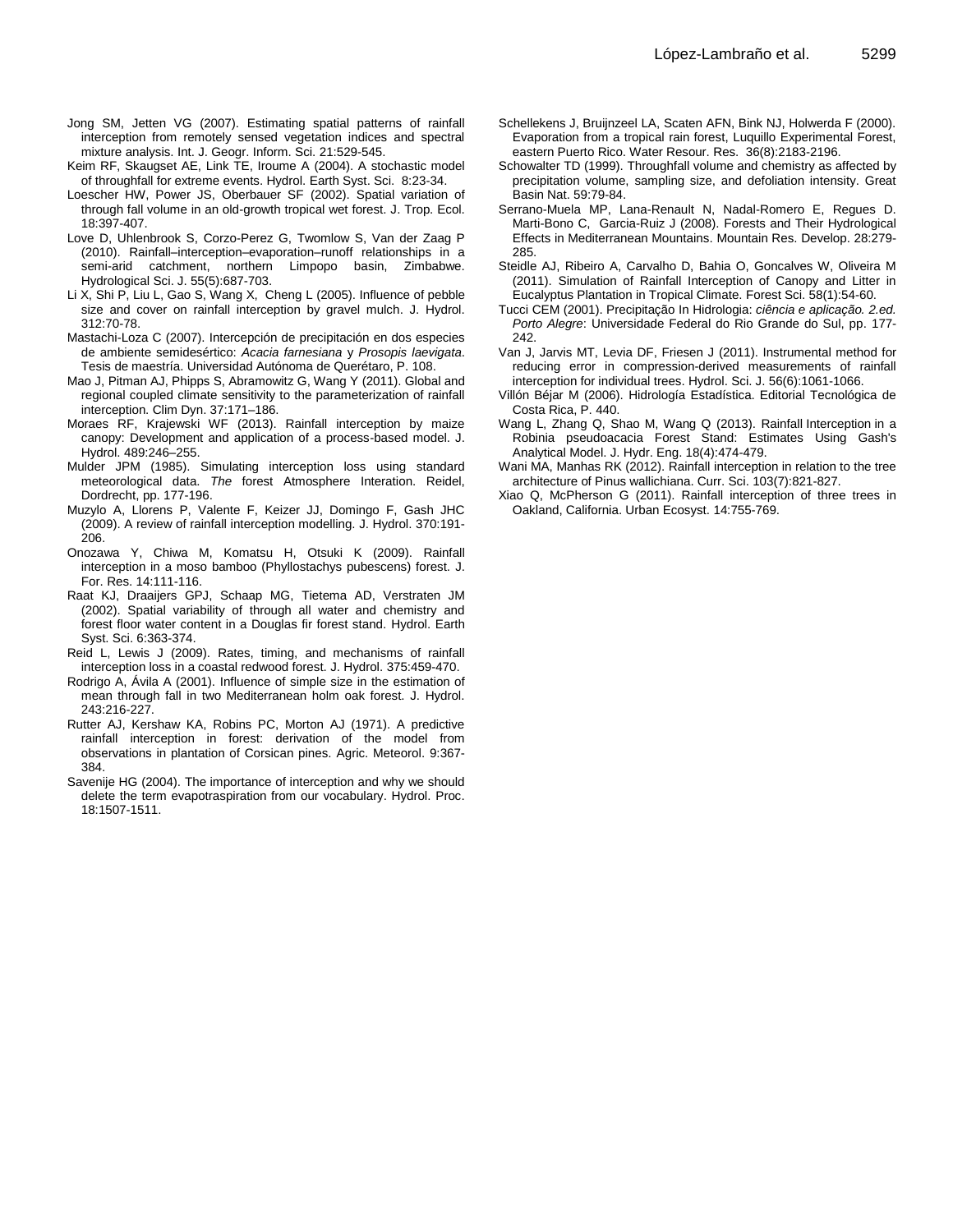Jong SM, Jetten VG (2007). Estimating spatial patterns of rainfall interception from remotely sensed vegetation indices and spectral mixture analysis. Int. J. Geogr. Inform. Sci. 21:529-545.

Keim RF, Skaugset AE, Link TE, Iroume A (2004). A stochastic model of throughfall for extreme events. Hydrol. Earth Syst. Sci. 8:23-34.

Loescher HW, Power JS, Oberbauer SF (2002). Spatial variation of through fall volume in an old-growth tropical wet forest. J. Trop. Ecol. 18:397-407.

Love D, Uhlenbrook S, Corzo-Perez G, Twomlow S, Van der Zaag P (2010). Rainfall–interception–evaporation–runoff relationships in a semi-arid catchment, northern Limpopo basin, Zimbabwe. Hydrological Sci. J. 55(5):687-703.

Li X, Shi P, Liu L, Gao S, Wang X, Cheng L (2005). Influence of pebble size and cover on rainfall interception by gravel mulch. J. Hydrol. 312:70-78.

Mastachi-Loza C (2007). Intercepción de precipitación en dos especies de ambiente semidesértico: *Acacia farnesiana* y *Prosopis laevigata*. Tesis de maestría. Universidad Autónoma de Querétaro, P. 108.

Mao J, Pitman AJ, Phipps S, Abramowitz G, Wang Y (2011). Global and regional coupled climate sensitivity to the parameterization of rainfall interception. Clim Dyn. 37:171–186.

Moraes RF, Krajewski WF (2013). Rainfall interception by maize canopy: Development and application of a process-based model. J. Hydrol. 489:246–255.

Mulder JPM (1985). Simulating interception loss using standard meteorological data. *The* forest Atmosphere Interation. Reidel, Dordrecht, pp. 177-196.

Muzylo A, Llorens P, Valente F, Keizer JJ, Domingo F, Gash JHC (2009). A review of rainfall interception modelling. J. Hydrol. 370:191-206.

Onozawa Y, Chiwa M, Komatsu H, Otsuki K (2009). Rainfall interception in a moso bamboo (Phyllostachys pubescens) forest. J. For. Res. 14:111-116.

Raat KJ, Draaijers GPJ, Schaap MG, Tietema AD, Verstraten JM (2002). Spatial variability of through all water and chemistry and forest floor water content in a Douglas fir forest stand. Hydrol. Earth Syst. Sci. 6:363-374.

Reid L, Lewis J (2009). Rates, timing, and mechanisms of rainfall interception loss in a coastal redwood forest. J. Hydrol. 375:459-470.

Rodrigo A, Ávila A (2001). Influence of simple size in the estimation of mean through fall in two Mediterranean holm oak forest. J. Hydrol. 243:216-227.

Rutter AJ, Kershaw KA, Robins PC, Morton AJ (1971). A predictive rainfall interception in forest: derivation of the model from observations in plantation of Corsican pines. Agric. Meteorol. 9:367-384.

Savenije HG (2004). The importance of interception and why we should delete the term evapotraspiration from our vocabulary. Hydrol. Proc. 18:1507-1511.

Schellekens J, Bruijnzeel LA, Scaten AFN, Bink NJ, Holwerda F (2000). Evaporation from a tropical rain forest, Luquillo Experimental Forest, eastern Puerto Rico. Water Resour. Res. 36(8):2183-2196.

Schowalter TD (1999). Throughfall volume and chemistry as affected by precipitation volume, sampling size, and defoliation intensity. Great Basin Nat. 59:79-84.

Serrano-Muela MP, Lana-Renault N, Nadal-Romero E, Regues D. Marti-Bono C, Garcia-Ruiz J (2008). Forests and Their Hydrological Effects in Mediterranean Mountains. Mountain Res. Develop. 28:279-285.

Steidle AJ, Ribeiro A, Carvalho D, Bahia O, Goncalves W, Oliveira M (2011). Simulation of Rainfall Interception of Canopy and Litter in Eucalyptus Plantation in Tropical Climate. Forest Sci. 58(1):54-60.

Tucci CEM (2001). Precipitação In Hidrologia: *ciência e aplicação. 2.ed. Porto Alegre*: Universidade Federal do Rio Grande do Sul, pp. 177-242.

Van J, Jarvis MT, Levia DF, Friesen J (2011). Instrumental method for reducing error in compression-derived measurements of rainfall interception for individual trees. Hydrol. Sci. J. 56(6):1061-1066.

Villón Béjar M (2006). Hidrología Estadística. Editorial Tecnológica de Costa Rica, P. 440.

Wang L, Zhang Q, Shao M, Wang Q (2013). Rainfall Interception in a Robinia pseudoacacia Forest Stand: Estimates Using Gash's Analytical Model. J. Hydr. Eng. 18(4):474-479.

Wani MA, Manhas RK (2012). Rainfall interception in relation to the tree architecture of Pinus wallichiana. Curr. Sci. 103(7):821-827.

Xiao Q, McPherson G (2011). Rainfall interception of three trees in Oakland, California. Urban Ecosyst. 14:755-769.